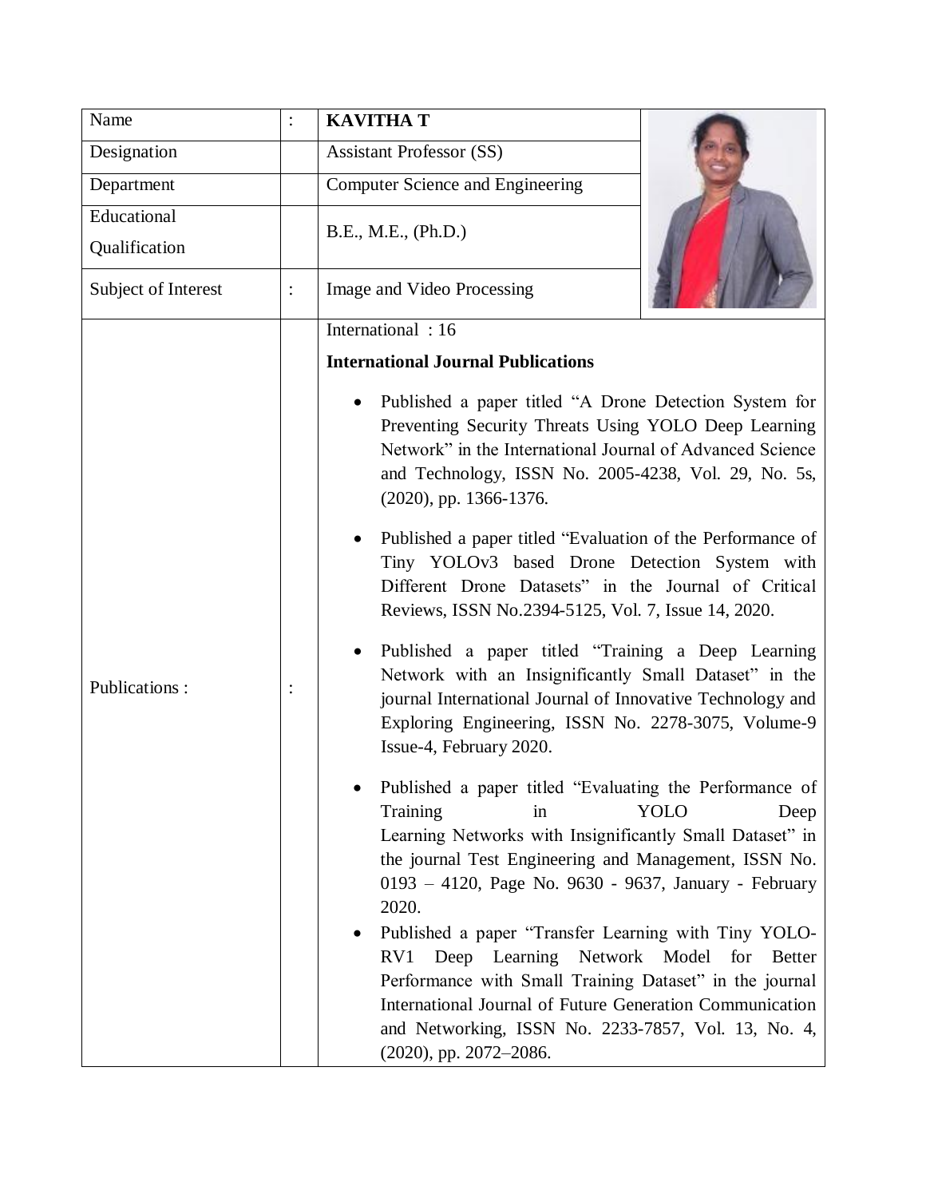| Name | : | **KAVITHA T** |
|---|---|---|
| Designation | | Assistant Professor (SS) |
| Department | | Computer Science and Engineering |
| Educational Qualification | | B.E., M.E., (Ph.D.) |
| Subject of Interest | : | Image and Video Processing |
| Publications : | : | International : 16<br><br>**International Journal Publications**<br><br>• Published a paper titled "A Drone Detection System for Preventing Security Threats Using YOLO Deep Learning Network" in the International Journal of Advanced Science and Technology, ISSN No. 2005-4238, Vol. 29, No. 5s, (2020), pp. 1366-1376.<br><br>• Published a paper titled "Evaluation of the Performance of Tiny YOLOv3 based Drone Detection System with Different Drone Datasets" in the Journal of Critical Reviews, ISSN No.2394-5125, Vol. 7, Issue 14, 2020.<br><br>• Published a paper titled "Training a Deep Learning Network with an Insignificantly Small Dataset" in the journal International Journal of Innovative Technology and Exploring Engineering, ISSN No. 2278-3075, Volume-9 Issue-4, February 2020.<br><br>• Published a paper titled "Evaluating the Performance of Training in YOLO Deep Learning Networks with Insignificantly Small Dataset" in the journal Test Engineering and Management, ISSN No. 0193 – 4120, Page No. 9630 - 9637, January - February 2020.<br><br>• Published a paper "Transfer Learning with Tiny YOLO-RV1 Deep Learning Network Model for Better Performance with Small Training Dataset" in the journal International Journal of Future Generation Communication and Networking, ISSN No. 2233-7857, Vol. 13, No. 4, (2020), pp. 2072–2086. |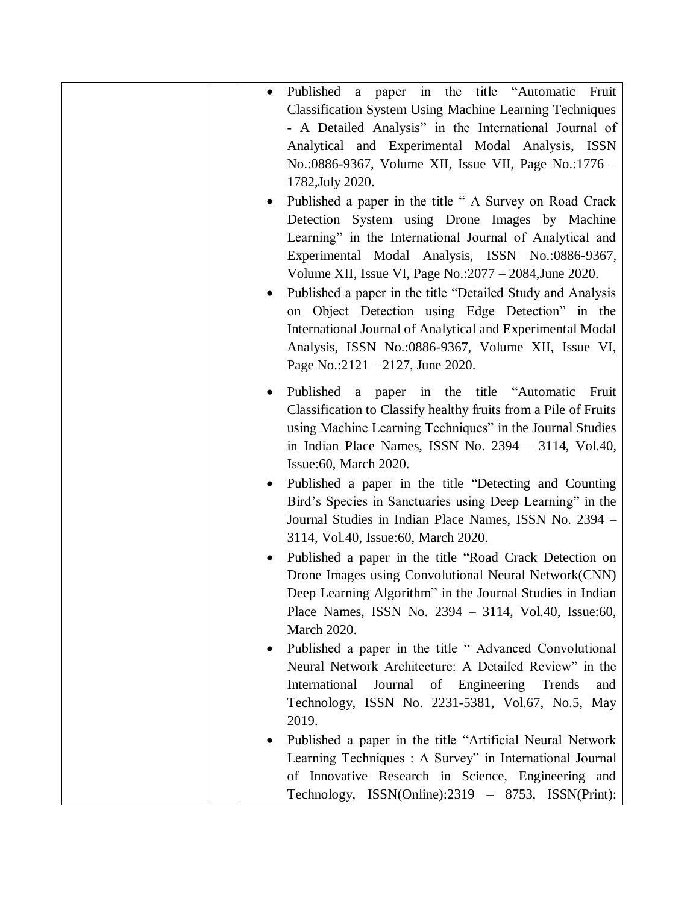| | | |
|---|---|---|
| | | <ul><li>Published a paper in the title "Automatic Fruit Classification System Using Machine Learning Techniques - A Detailed Analysis" in the International Journal of Analytical and Experimental Modal Analysis, ISSN No.:0886-9367, Volume XII, Issue VII, Page No.:1776 – 1782,July 2020.</li><li>Published a paper in the title " A Survey on Road Crack Detection System using Drone Images by Machine Learning" in the International Journal of Analytical and Experimental Modal Analysis, ISSN No.:0886-9367, Volume XII, Issue VI, Page No.:2077 – 2084,June 2020.</li><li>Published a paper in the title "Detailed Study and Analysis on Object Detection using Edge Detection" in the International Journal of Analytical and Experimental Modal Analysis, ISSN No.:0886-9367, Volume XII, Issue VI, Page No.:2121 – 2127, June 2020.</li><li>Published a paper in the title "Automatic Fruit Classification to Classify healthy fruits from a Pile of Fruits using Machine Learning Techniques" in the Journal Studies in Indian Place Names, ISSN No. 2394 – 3114, Vol.40, Issue:60, March 2020.</li><li>Published a paper in the title "Detecting and Counting Bird's Species in Sanctuaries using Deep Learning" in the Journal Studies in Indian Place Names, ISSN No. 2394 – 3114, Vol.40, Issue:60, March 2020.</li><li>Published a paper in the title "Road Crack Detection on Drone Images using Convolutional Neural Network(CNN) Deep Learning Algorithm" in the Journal Studies in Indian Place Names, ISSN No. 2394 – 3114, Vol.40, Issue:60, March 2020.</li><li>Published a paper in the title " Advanced Convolutional Neural Network Architecture: A Detailed Review" in the International Journal of Engineering Trends and Technology, ISSN No. 2231-5381, Vol.67, No.5, May 2019.</li><li>Published a paper in the title "Artificial Neural Network Learning Techniques : A Survey" in International Journal of Innovative Research in Science, Engineering and Technology, ISSN(Online):2319 – 8753, ISSN(Print):</li></ul> |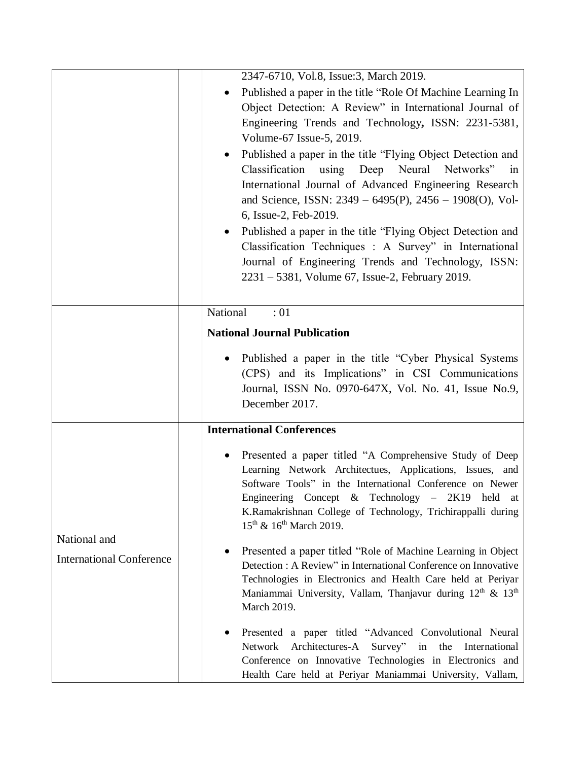| | | |
|---|---|---|
| | | 2347-6710, Vol.8, Issue:3, March 2019.<br>• Published a paper in the title "Role Of Machine Learning In Object Detection: A Review" in International Journal of Engineering Trends and Technology**,** ISSN: 2231-5381, Volume-67 Issue-5, 2019.<br>• Published a paper in the title "Flying Object Detection and Classification using Deep Neural Networks" in International Journal of Advanced Engineering Research and Science, ISSN: 2349 – 6495(P), 2456 – 1908(O), Vol-6, Issue-2, Feb-2019.<br>• Published a paper in the title "Flying Object Detection and Classification Techniques : A Survey" in International Journal of Engineering Trends and Technology, ISSN: 2231 – 5381, Volume 67, Issue-2, February 2019. |
| | | National : 01<br>**National Journal Publication**<br>• Published a paper in the title "Cyber Physical Systems (CPS) and its Implications" in CSI Communications Journal, ISSN No. 0970-647X, Vol. No. 41, Issue No.9, December 2017. |
| National and International Conference | | **International Conferences**<br>• Presented a paper titled "A Comprehensive Study of Deep Learning Network Architectues, Applications, Issues, and Software Tools" in the International Conference on Newer Engineering Concept & Technology – 2K19 held at K.Ramakrishnan College of Technology, Trichirappalli during 15th & 16th March 2019.<br>• Presented a paper titled "Role of Machine Learning in Object Detection : A Review" in International Conference on Innovative Technologies in Electronics and Health Care held at Periyar Maniammai University, Vallam, Thanjavur during 12th & 13th March 2019.<br>• Presented a paper titled "Advanced Convolutional Neural Network Architectures-A Survey" in the International Conference on Innovative Technologies in Electronics and Health Care held at Periyar Maniammai University, Vallam, |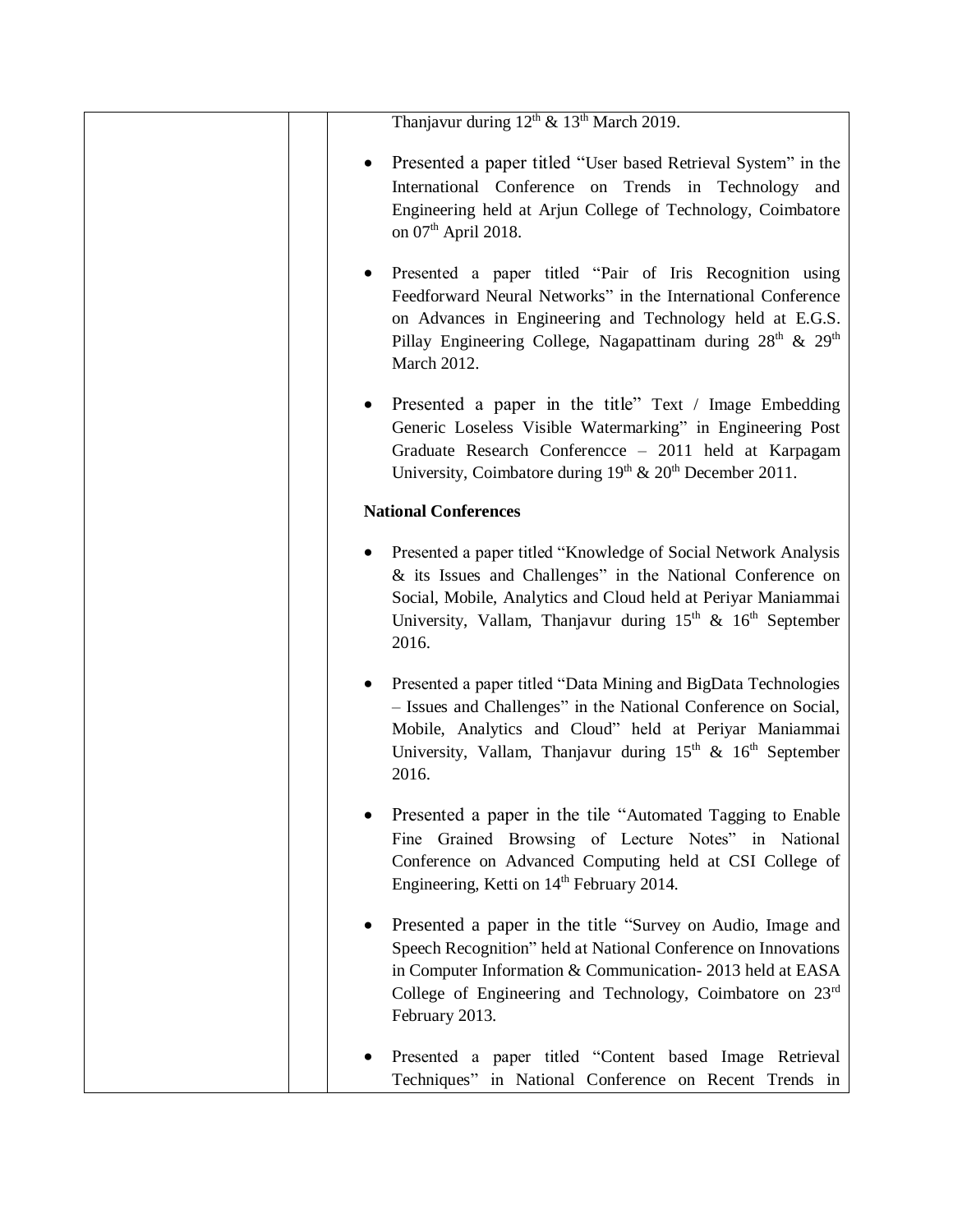Thanjavur during 12th & 13th March 2019.

- Presented a paper titled "User based Retrieval System" in the International Conference on Trends in Technology and Engineering held at Arjun College of Technology, Coimbatore on 07th April 2018.

- Presented a paper titled "Pair of Iris Recognition using Feedforward Neural Networks" in the International Conference on Advances in Engineering and Technology held at E.G.S. Pillay Engineering College, Nagapattinam during 28th & 29th March 2012.

- Presented a paper in the title" Text / Image Embedding Generic Loseless Visible Watermarking" in Engineering Post Graduate Research Conferencce – 2011 held at Karpagam University, Coimbatore during 19th & 20th December 2011.

**National Conferences**

- Presented a paper titled "Knowledge of Social Network Analysis & its Issues and Challenges" in the National Conference on Social, Mobile, Analytics and Cloud held at Periyar Maniammai University, Vallam, Thanjavur during 15th & 16th September 2016.

- Presented a paper titled "Data Mining and BigData Technologies – Issues and Challenges" in the National Conference on Social, Mobile, Analytics and Cloud" held at Periyar Maniammai University, Vallam, Thanjavur during 15th & 16th September 2016.

- Presented a paper in the tile "Automated Tagging to Enable Fine Grained Browsing of Lecture Notes" in National Conference on Advanced Computing held at CSI College of Engineering, Ketti on 14th February 2014.

- Presented a paper in the title "Survey on Audio, Image and Speech Recognition" held at National Conference on Innovations in Computer Information & Communication- 2013 held at EASA College of Engineering and Technology, Coimbatore on 23rd February 2013.

- Presented a paper titled "Content based Image Retrieval Techniques" in National Conference on Recent Trends in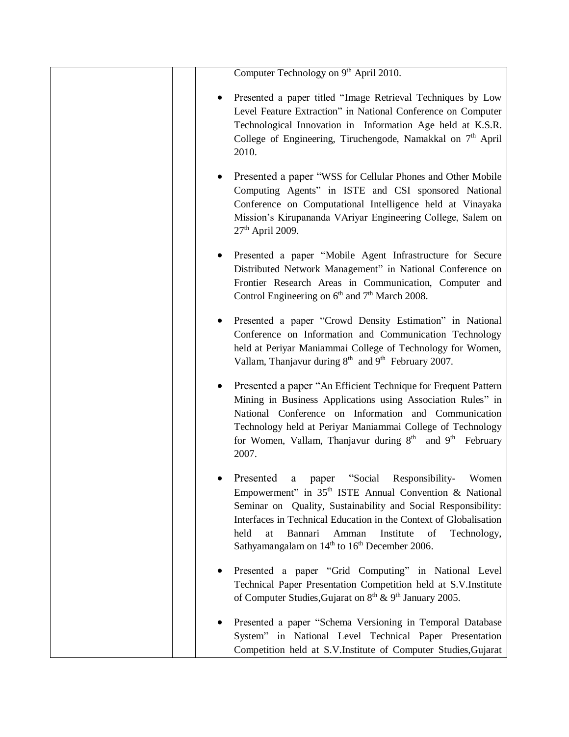| | | Computer Technology on 9th April 2010.<br><br>• Presented a paper titled "Image Retrieval Techniques by Low Level Feature Extraction" in National Conference on Computer Technological Innovation in Information Age held at K.S.R. College of Engineering, Tiruchengode, Namakkal on 7th April 2010.<br><br>• Presented a paper "WSS for Cellular Phones and Other Mobile Computing Agents" in ISTE and CSI sponsored National Conference on Computational Intelligence held at Vinayaka Mission's Kirupananda VAriyar Engineering College, Salem on 27th April 2009.<br><br>• Presented a paper "Mobile Agent Infrastructure for Secure Distributed Network Management" in National Conference on Frontier Research Areas in Communication, Computer and Control Engineering on 6th and 7th March 2008.<br><br>• Presented a paper "Crowd Density Estimation" in National Conference on Information and Communication Technology held at Periyar Maniammai College of Technology for Women, Vallam, Thanjavur during 8th and 9th February 2007.<br><br>• Presented a paper "An Efficient Technique for Frequent Pattern Mining in Business Applications using Association Rules" in National Conference on Information and Communication Technology held at Periyar Maniammai College of Technology for Women, Vallam, Thanjavur during 8th and 9th February 2007.<br><br>• Presented a paper "Social Responsibility- Women Empowerment" in 35th ISTE Annual Convention & National Seminar on Quality, Sustainability and Social Responsibility: Interfaces in Technical Education in the Context of Globalisation held at Bannari Amman Institute of Technology, Sathyamangalam on 14th to 16th December 2006.<br><br>• Presented a paper "Grid Computing" in National Level Technical Paper Presentation Competition held at S.V.Institute of Computer Studies,Gujarat on 8th & 9th January 2005.<br><br>• Presented a paper "Schema Versioning in Temporal Database System" in National Level Technical Paper Presentation Competition held at S.V.Institute of Computer Studies,Gujarat |
|---|---|---|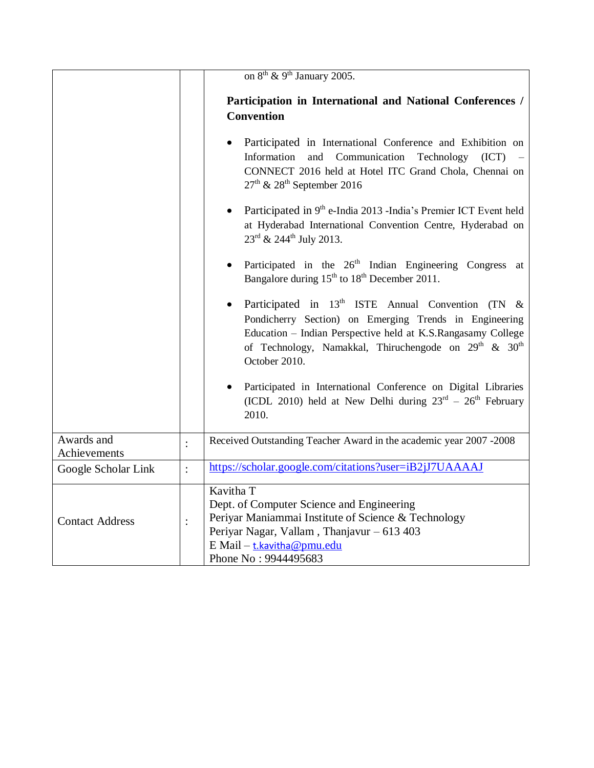| | | |
|---|---|---|
| | | on 8th & 9th January 2005.<br><br>**Participation in International and National Conferences / Convention**<br><br>• Participated in International Conference and Exhibition on Information and Communication Technology (ICT) – CONNECT 2016 held at Hotel ITC Grand Chola, Chennai on 27th & 28th September 2016<br><br>• Participated in 9th e-India 2013 -India's Premier ICT Event held at Hyderabad International Convention Centre, Hyderabad on 23rd & 244th July 2013.<br><br>• Participated in the 26th Indian Engineering Congress at Bangalore during 15th to 18th December 2011.<br><br>• Participated in 13th ISTE Annual Convention (TN & Pondicherry Section) on Emerging Trends in Engineering Education – Indian Perspective held at K.S.Rangasamy College of Technology, Namakkal, Thiruchengode on 29th & 30th October 2010.<br><br>• Participated in International Conference on Digital Libraries (ICDL 2010) held at New Delhi during 23rd – 26th February 2010. |
| Awards and Achievements | : | Received Outstanding Teacher Award in the academic year 2007 -2008 |
| Google Scholar Link | : | https://scholar.google.com/citations?user=iB2jJ7UAAAAJ |
| Contact Address | : | Kavitha T<br>Dept. of Computer Science and Engineering<br>Periyar Maniammai Institute of Science & Technology<br>Periyar Nagar, Vallam , Thanjavur – 613 403<br>E Mail – t.kavitha@pmu.edu<br>Phone No : 9944495683 |